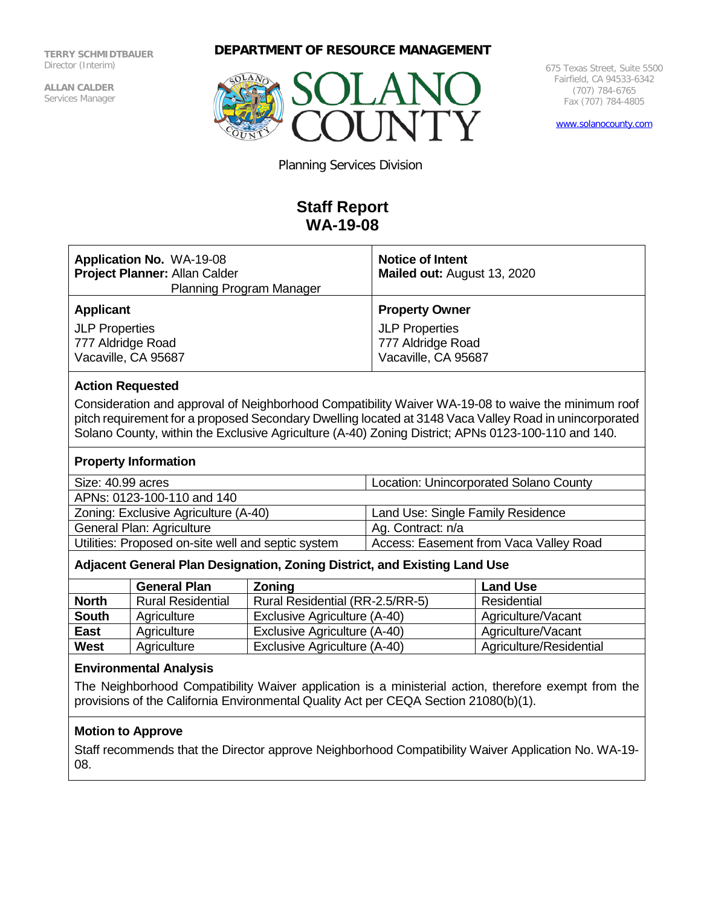TERRY SCHMIDTBAUER
Director (Interim)

ALLAN CALDER
Services Manager

**DEPARTMENT OF RESOURCE MANAGEMENT**

SOLANO COUNTY

675 Texas Street, Suite 5500
Fairfield, CA 94533-6342
(707) 784-6765
Fax (707) 784-4805

www.solanocounty.com

Planning Services Division

# Staff Report
# WA-19-08

| **Application No.** WA-19-08<br>**Project Planner:** Allan Calder<br>Planning Program Manager | **Notice of Intent**<br>**Mailed out:** August 13, 2020 |
|---|---|
| **Applicant**<br>JLP Properties<br>777 Aldridge Road<br>Vacaville, CA 95687 | **Property Owner**<br>JLP Properties<br>777 Aldridge Road<br>Vacaville, CA 95687 |

## Action Requested

Consideration and approval of Neighborhood Compatibility Waiver WA-19-08 to waive the minimum roof pitch requirement for a proposed Secondary Dwelling located at 3148 Vaca Valley Road in unincorporated Solano County, within the Exclusive Agriculture (A-40) Zoning District; APNs 0123-100-110 and 140.

## Property Information

| Size: 40.99 acres | Location: Unincorporated Solano County |
|---|---|
| APNs: 0123-100-110 and 140 | |
| Zoning: Exclusive Agriculture (A-40) | Land Use: Single Family Residence |
| General Plan: Agriculture | Ag. Contract: n/a |
| Utilities: Proposed on-site well and septic system | Access: Easement from Vaca Valley Road |

## Adjacent General Plan Designation, Zoning District, and Existing Land Use

| | General Plan | Zoning | Land Use |
|---|---|---|---|
| **North** | Rural Residential | Rural Residential (RR-2.5/RR-5) | Residential |
| **South** | Agriculture | Exclusive Agriculture (A-40) | Agriculture/Vacant |
| **East** | Agriculture | Exclusive Agriculture (A-40) | Agriculture/Vacant |
| **West** | Agriculture | Exclusive Agriculture (A-40) | Agriculture/Residential |

## Environmental Analysis

The Neighborhood Compatibility Waiver application is a ministerial action, therefore exempt from the provisions of the California Environmental Quality Act per CEQA Section 21080(b)(1).

## Motion to Approve

Staff recommends that the Director approve Neighborhood Compatibility Waiver Application No. WA-19-08.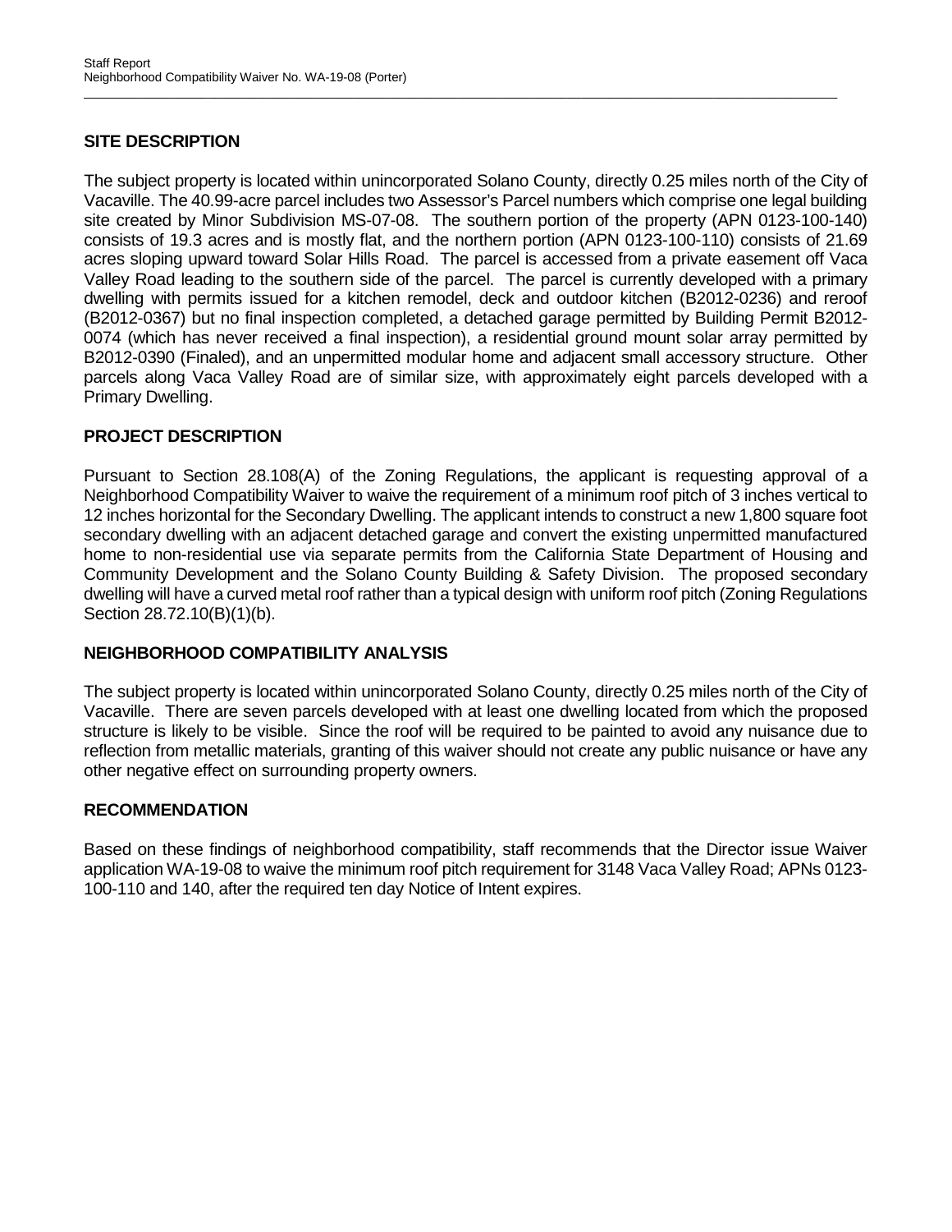## SITE DESCRIPTION

The subject property is located within unincorporated Solano County, directly 0.25 miles north of the City of Vacaville. The 40.99-acre parcel includes two Assessor's Parcel numbers which comprise one legal building site created by Minor Subdivision MS-07-08. The southern portion of the property (APN 0123-100-140) consists of 19.3 acres and is mostly flat, and the northern portion (APN 0123-100-110) consists of 21.69 acres sloping upward toward Solar Hills Road. The parcel is accessed from a private easement off Vaca Valley Road leading to the southern side of the parcel. The parcel is currently developed with a primary dwelling with permits issued for a kitchen remodel, deck and outdoor kitchen (B2012-0236) and reroof (B2012-0367) but no final inspection completed, a detached garage permitted by Building Permit B2012-0074 (which has never received a final inspection), a residential ground mount solar array permitted by B2012-0390 (Finaled), and an unpermitted modular home and adjacent small accessory structure. Other parcels along Vaca Valley Road are of similar size, with approximately eight parcels developed with a Primary Dwelling.

## PROJECT DESCRIPTION

Pursuant to Section 28.108(A) of the Zoning Regulations, the applicant is requesting approval of a Neighborhood Compatibility Waiver to waive the requirement of a minimum roof pitch of 3 inches vertical to 12 inches horizontal for the Secondary Dwelling. The applicant intends to construct a new 1,800 square foot secondary dwelling with an adjacent detached garage and convert the existing unpermitted manufactured home to non-residential use via separate permits from the California State Department of Housing and Community Development and the Solano County Building & Safety Division. The proposed secondary dwelling will have a curved metal roof rather than a typical design with uniform roof pitch (Zoning Regulations Section 28.72.10(B)(1)(b).

## NEIGHBORHOOD COMPATIBILITY ANALYSIS

The subject property is located within unincorporated Solano County, directly 0.25 miles north of the City of Vacaville. There are seven parcels developed with at least one dwelling located from which the proposed structure is likely to be visible. Since the roof will be required to be painted to avoid any nuisance due to reflection from metallic materials, granting of this waiver should not create any public nuisance or have any other negative effect on surrounding property owners.

## RECOMMENDATION

Based on these findings of neighborhood compatibility, staff recommends that the Director issue Waiver application WA-19-08 to waive the minimum roof pitch requirement for 3148 Vaca Valley Road; APNs 0123-100-110 and 140, after the required ten day Notice of Intent expires.